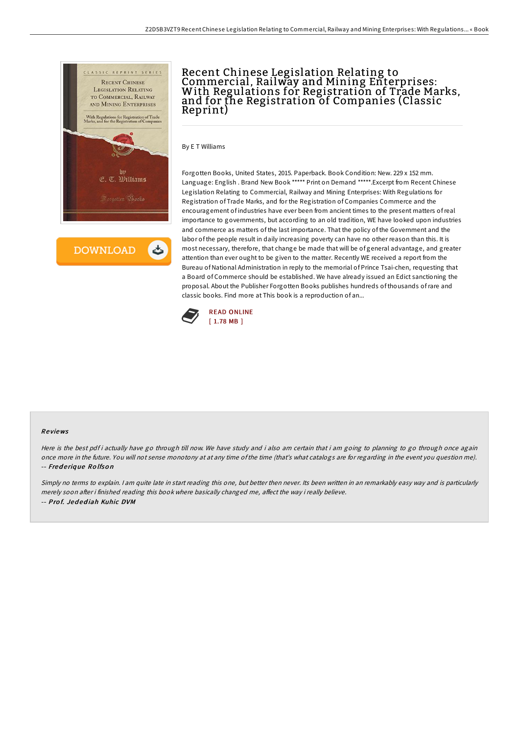# Recent Chinese Legislation Relating to Commercial, Railway and Mining Enterprises: With Regulations for Registration of Trade Marks, and for the Registration of Companies (Classic Reprint)

By E T Williams

Forgotten Books, United States, 2015. Paperback. Book Condition: New. 229 x 152 mm. Language: English . Brand New Book ***** Print on Demand *****.Excerpt from Recent Chinese Legislation Relating to Commercial, Railway and Mining Enterprises: With Regulations for Registration of Trade Marks, and for the Registration of Companies Commerce and the encouragement of industries have ever been from ancient times to the present matters of real importance to governments, but according to an old tradition, WE have looked upon industries and commerce as matters of the last importance. That the policy of the Government and the labor of the people result in daily increasing poverty can have no other reason than this. It is most necessary, therefore, that change be made that will be of general advantage, and greater attention than ever ought to be given to the matter. Recently WE received a report from the Bureau of National Administration in reply to the memorial of Prince Tsai-chen, requesting that a Board of Commerce should be established. We have already issued an Edict sanctioning the proposal. About the Publisher Forgotten Books publishes hundreds of thousands of rare and classic books. Find more at This book is a reproduction of an...

READ ONLINE
[ 1.78 MB ]

## Reviews

*Here is the best pdf i actually have go through till now. We have study and i also am certain that i am going to planning to go through once again once more in the future. You will not sense monotony at at any time of the time (that's what catalogs are for regarding in the event you question me).*
-- ***Frederique Rolfson***

*Simply no terms to explain. I am quite late in start reading this one, but better then never. Its been written in an remarkably easy way and is particularly merely soon after i finished reading this book where basically changed me, affect the way i really believe.*
-- ***Prof. Jedediah Kuhic DVM***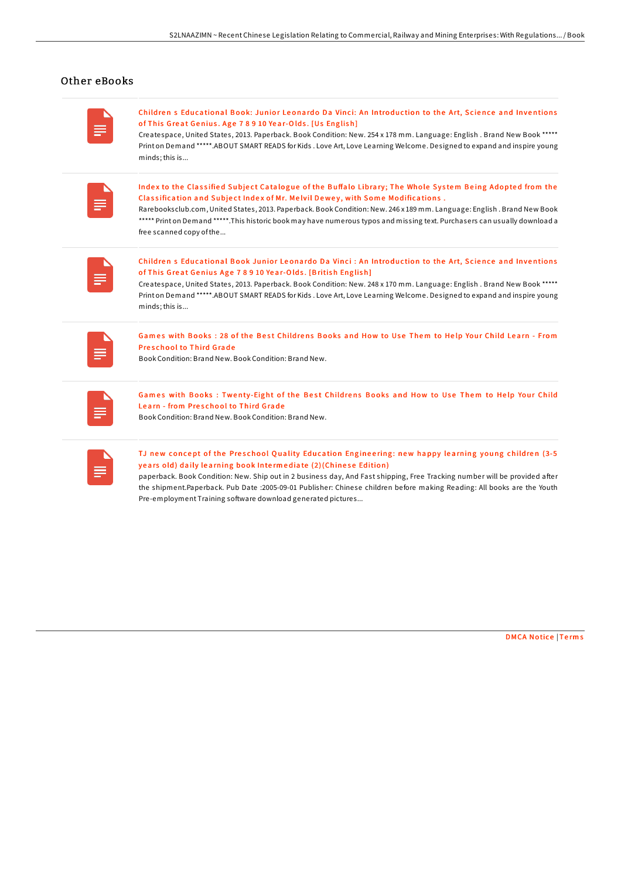## Other eBooks

**Children s Educational Book: Junior Leonardo Da Vinci: An Introduction to the Art, Science and Inventions of This Great Genius. Age 7 8 9 10 Year-Olds. [Us English]**

Createspace, United States, 2013. Paperback. Book Condition: New. 254 x 178 mm. Language: English . Brand New Book ***** Print on Demand *****.ABOUT SMART READS for Kids . Love Art, Love Learning Welcome. Designed to expand and inspire young minds; this is...

**Index to the Classified Subject Catalogue of the Buffalo Library; The Whole System Being Adopted from the Classification and Subject Index of Mr. Melvil Dewey, with Some Modifications .**

Rarebooksclub.com, United States, 2013. Paperback. Book Condition: New. 246 x 189 mm. Language: English . Brand New Book ***** Print on Demand *****.This historic book may have numerous typos and missing text. Purchasers can usually download a free scanned copy of the...

**Children s Educational Book Junior Leonardo Da Vinci : An Introduction to the Art, Science and Inventions of This Great Genius Age 7 8 9 10 Year-Olds. [British English]**

Createspace, United States, 2013. Paperback. Book Condition: New. 248 x 170 mm. Language: English . Brand New Book ***** Print on Demand *****.ABOUT SMART READS for Kids . Love Art, Love Learning Welcome. Designed to expand and inspire young minds; this is...

**Games with Books : 28 of the Best Childrens Books and How to Use Them to Help Your Child Learn - From Preschool to Third Grade**

Book Condition: Brand New. Book Condition: Brand New.

**Games with Books : Twenty-Eight of the Best Childrens Books and How to Use Them to Help Your Child Learn - from Preschool to Third Grade**

Book Condition: Brand New. Book Condition: Brand New.

**TJ new concept of the Preschool Quality Education Engineering: new happy learning young children (3-5 years old) daily learning book Intermediate (2)(Chinese Edition)**

paperback. Book Condition: New. Ship out in 2 business day, And Fast shipping, Free Tracking number will be provided after the shipment.Paperback. Pub Date :2005-09-01 Publisher: Chinese children before making Reading: All books are the Youth Pre-employment Training software download generated pictures...